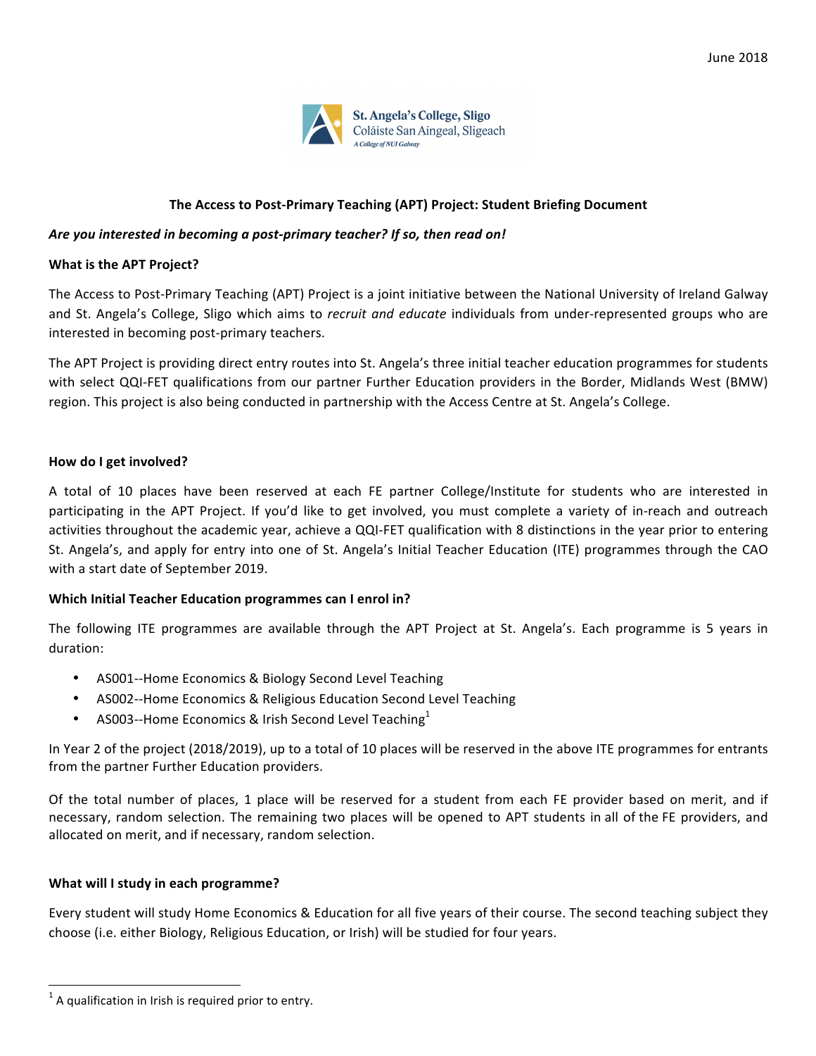June 2018

St. Angela's College, Sligo
Coláiste San Aingeal, Sligeach
*A College of NUI Galway*

# The Access to Post-Primary Teaching (APT) Project: Student Briefing Document

***Are you interested in becoming a post-primary teacher? If so, then read on!***

## What is the APT Project?

The Access to Post-Primary Teaching (APT) Project is a joint initiative between the National University of Ireland Galway and St. Angela's College, Sligo which aims to *recruit and educate* individuals from under-represented groups who are interested in becoming post-primary teachers.

The APT Project is providing direct entry routes into St. Angela's three initial teacher education programmes for students with select QQI-FET qualifications from our partner Further Education providers in the Border, Midlands West (BMW) region. This project is also being conducted in partnership with the Access Centre at St. Angela's College.

## How do I get involved?

A total of 10 places have been reserved at each FE partner College/Institute for students who are interested in participating in the APT Project. If you'd like to get involved, you must complete a variety of in-reach and outreach activities throughout the academic year, achieve a QQI-FET qualification with 8 distinctions in the year prior to entering St. Angela's, and apply for entry into one of St. Angela's Initial Teacher Education (ITE) programmes through the CAO with a start date of September 2019.

## Which Initial Teacher Education programmes can I enrol in?

The following ITE programmes are available through the APT Project at St. Angela's. Each programme is 5 years in duration:

- AS001--Home Economics & Biology Second Level Teaching
- AS002--Home Economics & Religious Education Second Level Teaching
- AS003--Home Economics & Irish Second Level Teaching[1]

In Year 2 of the project (2018/2019), up to a total of 10 places will be reserved in the above ITE programmes for entrants from the partner Further Education providers.

Of the total number of places, 1 place will be reserved for a student from each FE provider based on merit, and if necessary, random selection. The remaining two places will be opened to APT students in all of the FE providers, and allocated on merit, and if necessary, random selection.

## What will I study in each programme?

Every student will study Home Economics & Education for all five years of their course. The second teaching subject they choose (i.e. either Biology, Religious Education, or Irish) will be studied for four years.

[1] A qualification in Irish is required prior to entry.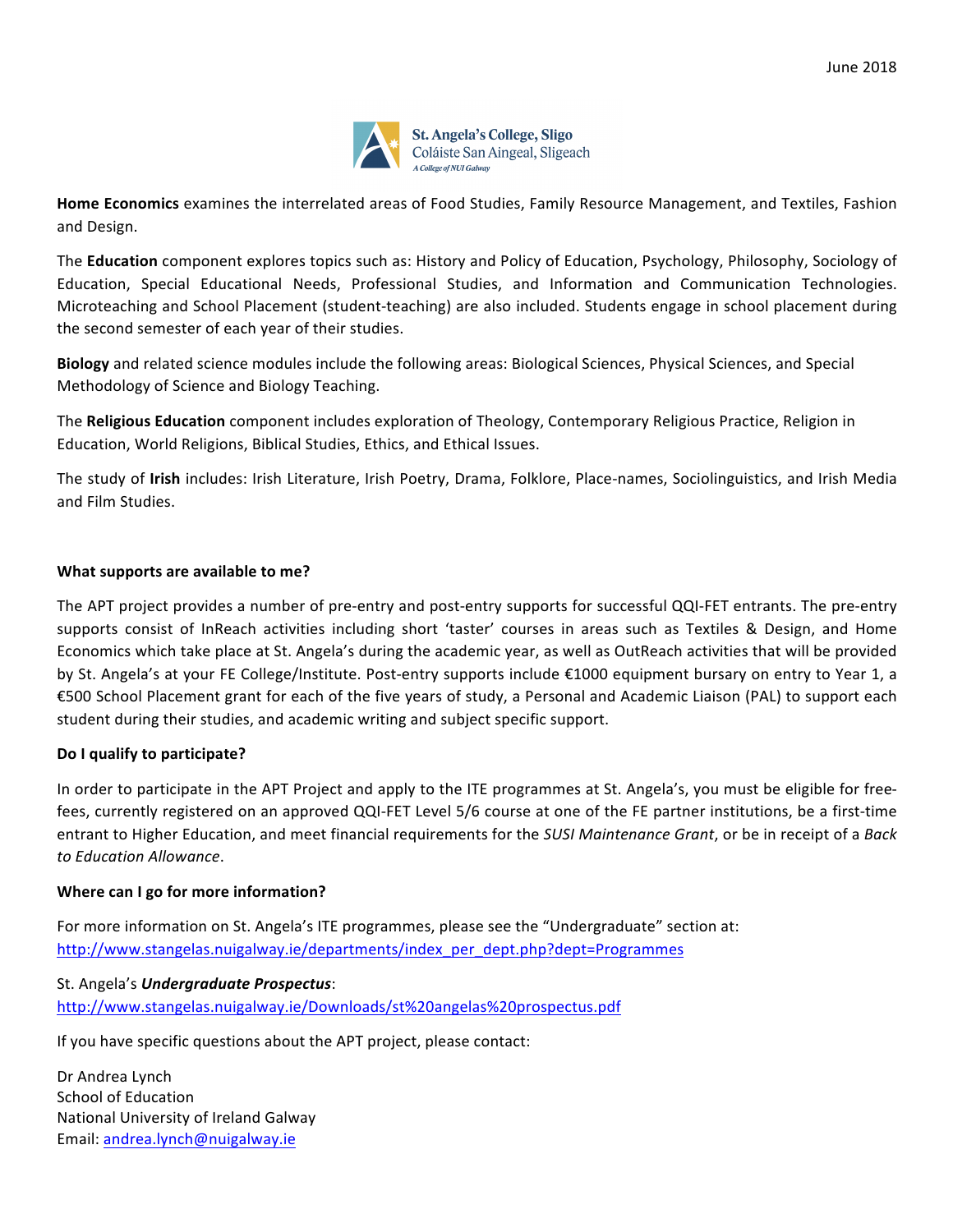June 2018

St. Angela's College, Sligo
Coláiste San Aingeal, Sligeach
A College of NUI Galway

**Home Economics** examines the interrelated areas of Food Studies, Family Resource Management, and Textiles, Fashion and Design.

The **Education** component explores topics such as: History and Policy of Education, Psychology, Philosophy, Sociology of Education, Special Educational Needs, Professional Studies, and Information and Communication Technologies. Microteaching and School Placement (student-teaching) are also included. Students engage in school placement during the second semester of each year of their studies.

**Biology** and related science modules include the following areas: Biological Sciences, Physical Sciences, and Special Methodology of Science and Biology Teaching.

The **Religious Education** component includes exploration of Theology, Contemporary Religious Practice, Religion in Education, World Religions, Biblical Studies, Ethics, and Ethical Issues.

The study of **Irish** includes: Irish Literature, Irish Poetry, Drama, Folklore, Place-names, Sociolinguistics, and Irish Media and Film Studies.

**What supports are available to me?**

The APT project provides a number of pre-entry and post-entry supports for successful QQI-FET entrants. The pre-entry supports consist of InReach activities including short 'taster' courses in areas such as Textiles & Design, and Home Economics which take place at St. Angela's during the academic year, as well as OutReach activities that will be provided by St. Angela's at your FE College/Institute. Post-entry supports include €1000 equipment bursary on entry to Year 1, a €500 School Placement grant for each of the five years of study, a Personal and Academic Liaison (PAL) to support each student during their studies, and academic writing and subject specific support.

**Do I qualify to participate?**

In order to participate in the APT Project and apply to the ITE programmes at St. Angela's, you must be eligible for free-fees, currently registered on an approved QQI-FET Level 5/6 course at one of the FE partner institutions, be a first-time entrant to Higher Education, and meet financial requirements for the *SUSI Maintenance Grant*, or be in receipt of a *Back to Education Allowance*.

**Where can I go for more information?**

For more information on St. Angela's ITE programmes, please see the "Undergraduate" section at:
http://www.stangelas.nuigalway.ie/departments/index_per_dept.php?dept=Programmes

St. Angela's ***Undergraduate Prospectus***:
http://www.stangelas.nuigalway.ie/Downloads/st%20angelas%20prospectus.pdf

If you have specific questions about the APT project, please contact:

Dr Andrea Lynch
School of Education
National University of Ireland Galway
Email: andrea.lynch@nuigalway.ie